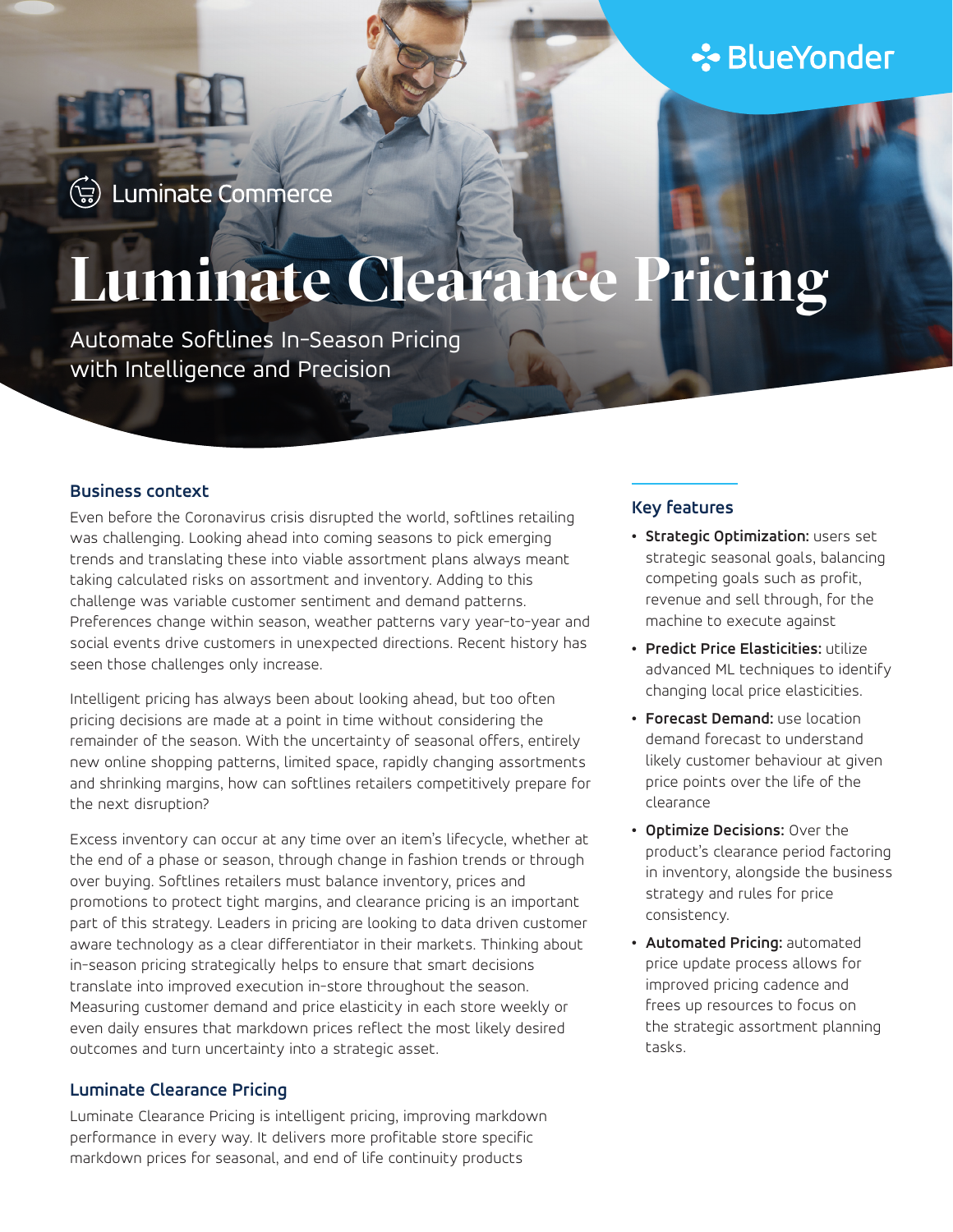BlueYonder

Luminate Commerce

# Luminate Clearance Pricing

Automate Softlines In-Season Pricing with Intelligence and Precision

## Business context

Even before the Coronavirus crisis disrupted the world, softlines retailing was challenging. Looking ahead into coming seasons to pick emerging trends and translating these into viable assortment plans always meant taking calculated risks on assortment and inventory. Adding to this challenge was variable customer sentiment and demand patterns. Preferences change within season, weather patterns vary year-to-year and social events drive customers in unexpected directions. Recent history has seen those challenges only increase.

Intelligent pricing has always been about looking ahead, but too often pricing decisions are made at a point in time without considering the remainder of the season. With the uncertainty of seasonal offers, entirely new online shopping patterns, limited space, rapidly changing assortments and shrinking margins, how can softlines retailers competitively prepare for the next disruption?

Excess inventory can occur at any time over an item's lifecycle, whether at the end of a phase or season, through change in fashion trends or through over buying. Softlines retailers must balance inventory, prices and promotions to protect tight margins, and clearance pricing is an important part of this strategy. Leaders in pricing are looking to data driven customer aware technology as a clear differentiator in their markets. Thinking about in-season pricing strategically helps to ensure that smart decisions translate into improved execution in-store throughout the season. Measuring customer demand and price elasticity in each store weekly or even daily ensures that markdown prices reflect the most likely desired outcomes and turn uncertainty into a strategic asset.

## Luminate Clearance Pricing

Luminate Clearance Pricing is intelligent pricing, improving markdown performance in every way. It delivers more profitable store specific markdown prices for seasonal, and end of life continuity products

## Key features

- **Strategic Optimization:** users set strategic seasonal goals, balancing competing goals such as profit, revenue and sell through, for the machine to execute against
- **Predict Price Elasticities:** utilize advanced ML techniques to identify changing local price elasticities.
- **Forecast Demand:** use location demand forecast to understand likely customer behaviour at given price points over the life of the clearance
- **Optimize Decisions:** Over the product's clearance period factoring in inventory, alongside the business strategy and rules for price consistency.
- **Automated Pricing:** automated price update process allows for improved pricing cadence and frees up resources to focus on the strategic assortment planning tasks.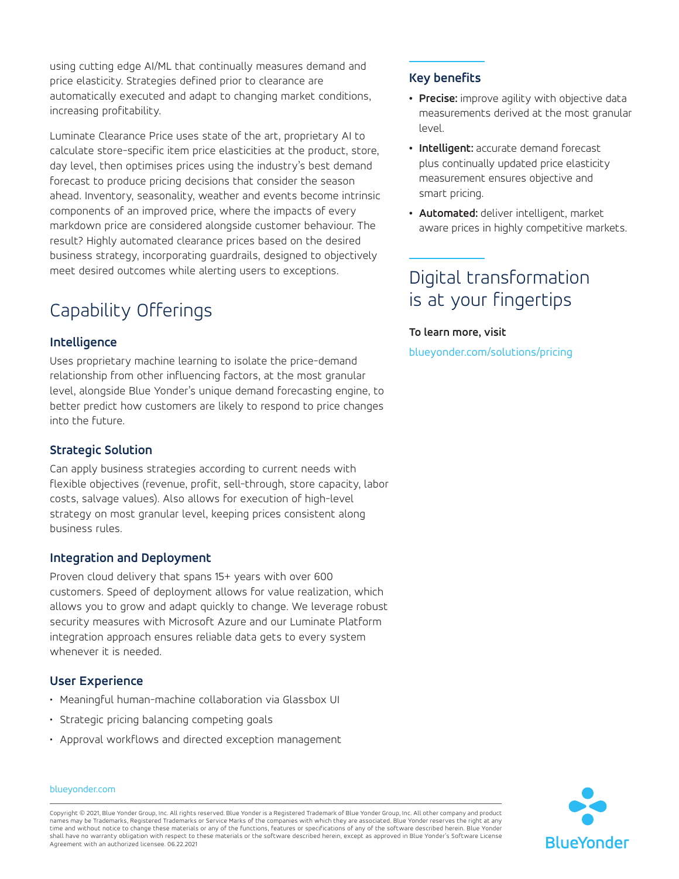using cutting edge AI/ML that continually measures demand and price elasticity. Strategies defined prior to clearance are automatically executed and adapt to changing market conditions, increasing profitability.

Luminate Clearance Price uses state of the art, proprietary AI to calculate store-specific item price elasticities at the product, store, day level, then optimises prices using the industry's best demand forecast to produce pricing decisions that consider the season ahead. Inventory, seasonality, weather and events become intrinsic components of an improved price, where the impacts of every markdown price are considered alongside customer behaviour. The result? Highly automated clearance prices based on the desired business strategy, incorporating guardrails, designed to objectively meet desired outcomes while alerting users to exceptions.

# Capability Offerings

### Intelligence

Uses proprietary machine learning to isolate the price-demand relationship from other influencing factors, at the most granular level, alongside Blue Yonder's unique demand forecasting engine, to better predict how customers are likely to respond to price changes into the future.

### Strategic Solution

Can apply business strategies according to current needs with flexible objectives (revenue, profit, sell-through, store capacity, labor costs, salvage values). Also allows for execution of high-level strategy on most granular level, keeping prices consistent along business rules.

### Integration and Deployment

Proven cloud delivery that spans 15+ years with over 600 customers. Speed of deployment allows for value realization, which allows you to grow and adapt quickly to change. We leverage robust security measures with Microsoft Azure and our Luminate Platform integration approach ensures reliable data gets to every system whenever it is needed.

### User Experience

- Meaningful human-machine collaboration via Glassbox UI
- Strategic pricing balancing competing goals
- Approval workflows and directed exception management

### Key benefits

- **Precise:** improve agility with objective data measurements derived at the most granular level.
- **Intelligent:** accurate demand forecast plus continually updated price elasticity measurement ensures objective and smart pricing.
- **Automated:** deliver intelligent, market aware prices in highly competitive markets.

# Digital transformation is at your fingertips

**To learn more, visit**

blueyonder.com/solutions/pricing

blueyonder.com

Copyright © 2021, Blue Yonder Group, Inc. All rights reserved. Blue Yonder is a Registered Trademark of Blue Yonder Group, Inc. All other company and product names may be Trademarks, Registered Trademarks or Service Marks of the companies with which they are associated. Blue Yonder reserves the right at any time and without notice to change these materials or any of the functions, features or specifications of any of the software described herein. Blue Yonder shall have no warranty obligation with respect to these materials or the software described herein, except as approved in Blue Yonder's Software License Agreement with an authorized licensee. 06.22.2021

BlueYonder